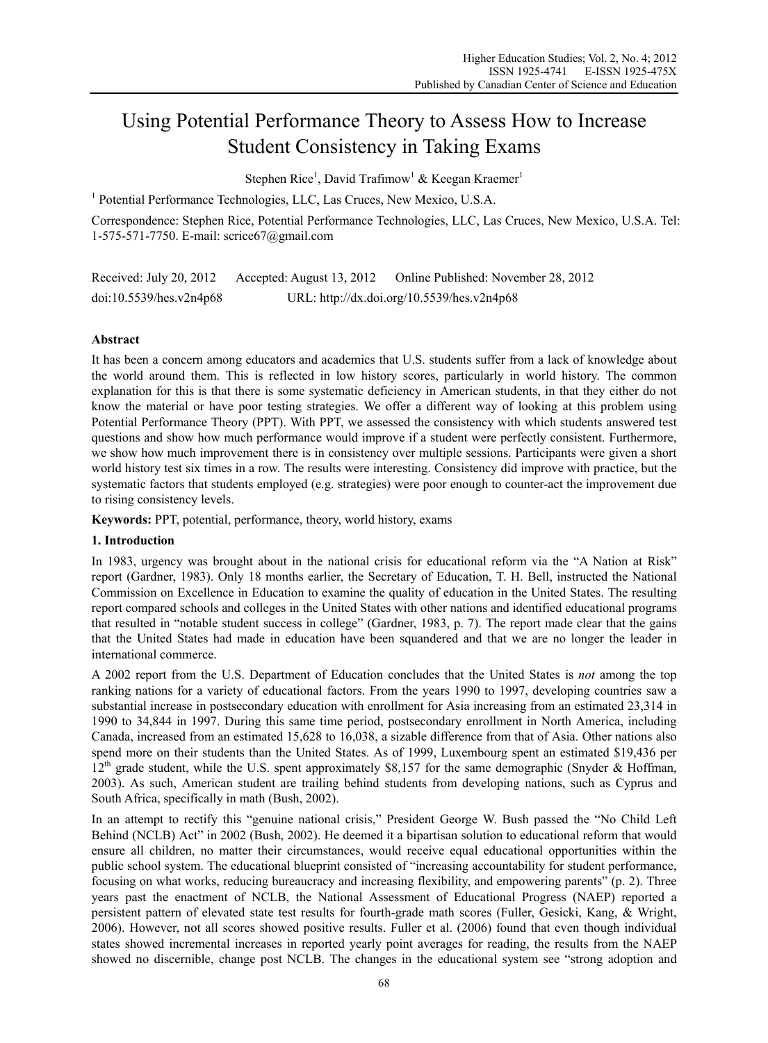# Using Potential Performance Theory to Assess How to Increase Student Consistency in Taking Exams

Stephen Rice[1], David Trafimow[1] & Keegan Kraemer[1]

[1] Potential Performance Technologies, LLC, Las Cruces, New Mexico, U.S.A.

Correspondence: Stephen Rice, Potential Performance Technologies, LLC, Las Cruces, New Mexico, U.S.A. Tel: 1-575-571-7750. E-mail: scrice67@gmail.com

Received: July 20, 2012 Accepted: August 13, 2012 Online Published: November 28, 2012

doi:10.5539/hes.v2n4p68 URL: http://dx.doi.org/10.5539/hes.v2n4p68

## Abstract

It has been a concern among educators and academics that U.S. students suffer from a lack of knowledge about the world around them. This is reflected in low history scores, particularly in world history. The common explanation for this is that there is some systematic deficiency in American students, in that they either do not know the material or have poor testing strategies. We offer a different way of looking at this problem using Potential Performance Theory (PPT). With PPT, we assessed the consistency with which students answered test questions and show how much performance would improve if a student were perfectly consistent. Furthermore, we show how much improvement there is in consistency over multiple sessions. Participants were given a short world history test six times in a row. The results were interesting. Consistency did improve with practice, but the systematic factors that students employed (e.g. strategies) were poor enough to counter-act the improvement due to rising consistency levels.

**Keywords:** PPT, potential, performance, theory, world history, exams

## 1. Introduction

In 1983, urgency was brought about in the national crisis for educational reform via the "A Nation at Risk" report (Gardner, 1983). Only 18 months earlier, the Secretary of Education, T. H. Bell, instructed the National Commission on Excellence in Education to examine the quality of education in the United States. The resulting report compared schools and colleges in the United States with other nations and identified educational programs that resulted in "notable student success in college" (Gardner, 1983, p. 7). The report made clear that the gains that the United States had made in education have been squandered and that we are no longer the leader in international commerce.

A 2002 report from the U.S. Department of Education concludes that the United States is *not* among the top ranking nations for a variety of educational factors. From the years 1990 to 1997, developing countries saw a substantial increase in postsecondary education with enrollment for Asia increasing from an estimated 23,314 in 1990 to 34,844 in 1997. During this same time period, postsecondary enrollment in North America, including Canada, increased from an estimated 15,628 to 16,038, a sizable difference from that of Asia. Other nations also spend more on their students than the United States. As of 1999, Luxembourg spent an estimated $19,436 per 12th grade student, while the U.S. spent approximately $8,157 for the same demographic (Snyder & Hoffman, 2003). As such, American student are trailing behind students from developing nations, such as Cyprus and South Africa, specifically in math (Bush, 2002).

In an attempt to rectify this "genuine national crisis," President George W. Bush passed the "No Child Left Behind (NCLB) Act" in 2002 (Bush, 2002). He deemed it a bipartisan solution to educational reform that would ensure all children, no matter their circumstances, would receive equal educational opportunities within the public school system. The educational blueprint consisted of "increasing accountability for student performance, focusing on what works, reducing bureaucracy and increasing flexibility, and empowering parents" (p. 2). Three years past the enactment of NCLB, the National Assessment of Educational Progress (NAEP) reported a persistent pattern of elevated state test results for fourth-grade math scores (Fuller, Gesicki, Kang, & Wright, 2006). However, not all scores showed positive results. Fuller et al. (2006) found that even though individual states showed incremental increases in reported yearly point averages for reading, the results from the NAEP showed no discernible, change post NCLB. The changes in the educational system see "strong adoption and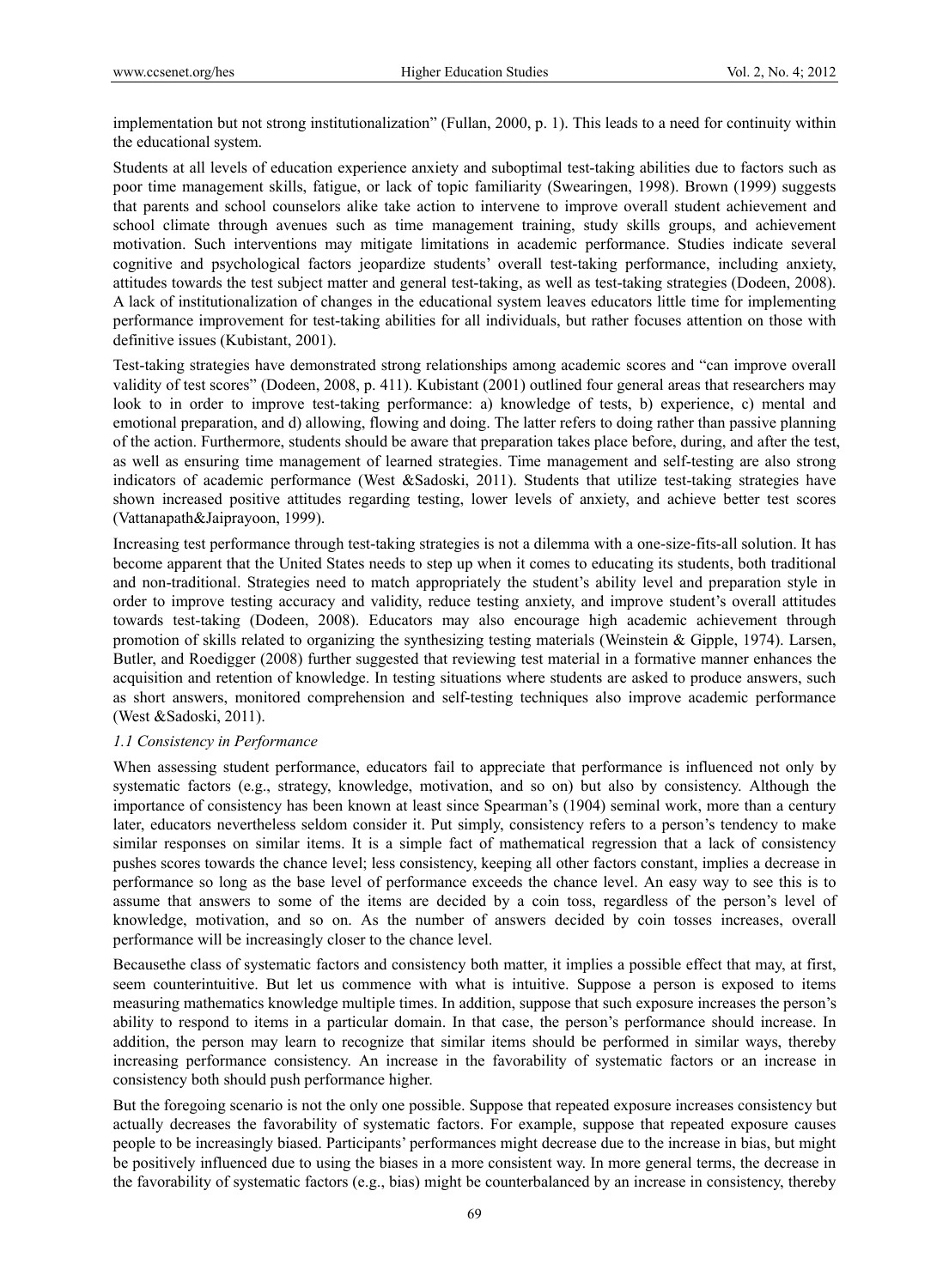implementation but not strong institutionalization" (Fullan, 2000, p. 1). This leads to a need for continuity within the educational system.

Students at all levels of education experience anxiety and suboptimal test-taking abilities due to factors such as poor time management skills, fatigue, or lack of topic familiarity (Swearingen, 1998). Brown (1999) suggests that parents and school counselors alike take action to intervene to improve overall student achievement and school climate through avenues such as time management training, study skills groups, and achievement motivation. Such interventions may mitigate limitations in academic performance. Studies indicate several cognitive and psychological factors jeopardize students' overall test-taking performance, including anxiety, attitudes towards the test subject matter and general test-taking, as well as test-taking strategies (Dodeen, 2008). A lack of institutionalization of changes in the educational system leaves educators little time for implementing performance improvement for test-taking abilities for all individuals, but rather focuses attention on those with definitive issues (Kubistant, 2001).

Test-taking strategies have demonstrated strong relationships among academic scores and "can improve overall validity of test scores" (Dodeen, 2008, p. 411). Kubistant (2001) outlined four general areas that researchers may look to in order to improve test-taking performance: a) knowledge of tests, b) experience, c) mental and emotional preparation, and d) allowing, flowing and doing. The latter refers to doing rather than passive planning of the action. Furthermore, students should be aware that preparation takes place before, during, and after the test, as well as ensuring time management of learned strategies. Time management and self-testing are also strong indicators of academic performance (West &Sadoski, 2011). Students that utilize test-taking strategies have shown increased positive attitudes regarding testing, lower levels of anxiety, and achieve better test scores (Vattanapath&Jaiprayoon, 1999).

Increasing test performance through test-taking strategies is not a dilemma with a one-size-fits-all solution. It has become apparent that the United States needs to step up when it comes to educating its students, both traditional and non-traditional. Strategies need to match appropriately the student's ability level and preparation style in order to improve testing accuracy and validity, reduce testing anxiety, and improve student's overall attitudes towards test-taking (Dodeen, 2008). Educators may also encourage high academic achievement through promotion of skills related to organizing the synthesizing testing materials (Weinstein & Gipple, 1974). Larsen, Butler, and Roediger (2008) further suggested that reviewing test material in a formative manner enhances the acquisition and retention of knowledge. In testing situations where students are asked to produce answers, such as short answers, monitored comprehension and self-testing techniques also improve academic performance (West &Sadoski, 2011).

### *1.1 Consistency in Performance*

When assessing student performance, educators fail to appreciate that performance is influenced not only by systematic factors (e.g., strategy, knowledge, motivation, and so on) but also by consistency. Although the importance of consistency has been known at least since Spearman's (1904) seminal work, more than a century later, educators nevertheless seldom consider it. Put simply, consistency refers to a person's tendency to make similar responses on similar items. It is a simple fact of mathematical regression that a lack of consistency pushes scores towards the chance level; less consistency, keeping all other factors constant, implies a decrease in performance so long as the base level of performance exceeds the chance level. An easy way to see this is to assume that answers to some of the items are decided by a coin toss, regardless of the person's level of knowledge, motivation, and so on. As the number of answers decided by coin tosses increases, overall performance will be increasingly closer to the chance level.

Becausethe class of systematic factors and consistency both matter, it implies a possible effect that may, at first, seem counterintuitive. But let us commence with what is intuitive. Suppose a person is exposed to items measuring mathematics knowledge multiple times. In addition, suppose that such exposure increases the person's ability to respond to items in a particular domain. In that case, the person's performance should increase. In addition, the person may learn to recognize that similar items should be performed in similar ways, thereby increasing performance consistency. An increase in the favorability of systematic factors or an increase in consistency both should push performance higher.

But the foregoing scenario is not the only one possible. Suppose that repeated exposure increases consistency but actually decreases the favorability of systematic factors. For example, suppose that repeated exposure causes people to be increasingly biased. Participants' performances might decrease due to the increase in bias, but might be positively influenced due to using the biases in a more consistent way. In more general terms, the decrease in the favorability of systematic factors (e.g., bias) might be counterbalanced by an increase in consistency, thereby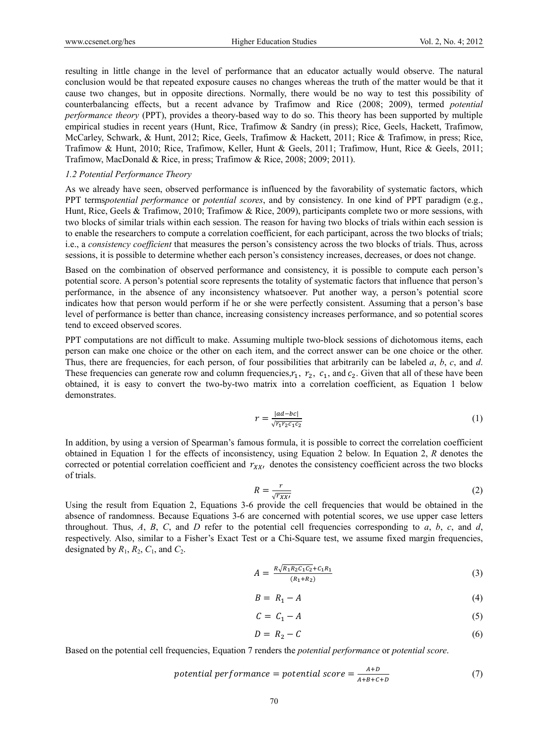resulting in little change in the level of performance that an educator actually would observe. The natural conclusion would be that repeated exposure causes no changes whereas the truth of the matter would be that it cause two changes, but in opposite directions. Normally, there would be no way to test this possibility of counterbalancing effects, but a recent advance by Trafimow and Rice (2008; 2009), termed *potential performance theory* (PPT), provides a theory-based way to do so. This theory has been supported by multiple empirical studies in recent years (Hunt, Rice, Trafimow & Sandry (in press); Rice, Geels, Hackett, Trafimow, McCarley, Schwark, & Hunt, 2012; Rice, Geels, Trafimow & Hackett, 2011; Rice & Trafimow, in press; Rice, Trafimow & Hunt, 2010; Rice, Trafimow, Keller, Hunt & Geels, 2011; Trafimow, Hunt, Rice & Geels, 2011; Trafimow, MacDonald & Rice, in press; Trafimow & Rice, 2008; 2009; 2011).

### *1.2 Potential Performance Theory*

As we already have seen, observed performance is influenced by the favorability of systematic factors, which PPT terms*potential performance* or *potential scores*, and by consistency. In one kind of PPT paradigm (e.g., Hunt, Rice, Geels & Trafimow, 2010; Trafimow & Rice, 2009), participants complete two or more sessions, with two blocks of similar trials within each session. The reason for having two blocks of trials within each session is to enable the researchers to compute a correlation coefficient, for each participant, across the two blocks of trials; i.e., a *consistency coefficient* that measures the person's consistency across the two blocks of trials. Thus, across sessions, it is possible to determine whether each person's consistency increases, decreases, or does not change.

Based on the combination of observed performance and consistency, it is possible to compute each person's potential score. A person's potential score represents the totality of systematic factors that influence that person's performance, in the absence of any inconsistency whatsoever. Put another way, a person's potential score indicates how that person would perform if he or she were perfectly consistent. Assuming that a person's base level of performance is better than chance, increasing consistency increases performance, and so potential scores tend to exceed observed scores.

PPT computations are not difficult to make. Assuming multiple two-block sessions of dichotomous items, each person can make one choice or the other on each item, and the correct answer can be one choice or the other. Thus, there are frequencies, for each person, of four possibilities that arbitrarily can be labeled *a*, *b*, *c*, and *d*. These frequencies can generate row and column frequencies,$r_1$, $r_2$, $c_1$, and $c_2$. Given that all of these have been obtained, it is easy to convert the two-by-two matrix into a correlation coefficient, as Equation 1 below demonstrates.

$$r = \frac{|ad - bc|}{\sqrt{r_1 r_2 c_1 c_2}} \tag{1}$$

In addition, by using a version of Spearman's famous formula, it is possible to correct the correlation coefficient obtained in Equation 1 for the effects of inconsistency, using Equation 2 below. In Equation 2, *R* denotes the corrected or potential correlation coefficient and $r_{XX'}$ denotes the consistency coefficient across the two blocks of trials.

$$R = \frac{r}{\sqrt{r_{XX'}}} \tag{2}$$

Using the result from Equation 2, Equations 3-6 provide the cell frequencies that would be obtained in the absence of randomness. Because Equations 3-6 are concerned with potential scores, we use upper case letters throughout. Thus, *A*, *B*, *C*, and *D* refer to the potential cell frequencies corresponding to *a*, *b*, *c*, and *d*, respectively. Also, similar to a Fisher's Exact Test or a Chi-Square test, we assume fixed margin frequencies, designated by $R_1$, $R_2$, $C_1$, and $C_2$.

$$A = \frac{R\sqrt{R_1 R_2 C_1 C_2} + C_1 R_1}{(R_1 + R_2)} \tag{3}$$

$$B = R_1 - A \tag{4}$$

$$C = C_1 - A \tag{5}$$

$$D = R_2 - C \tag{6}$$

Based on the potential cell frequencies, Equation 7 renders the *potential performance* or *potential score*.

$$potential\ performance = potential\ score = \frac{A + D}{A + B + C + D} \tag{7}$$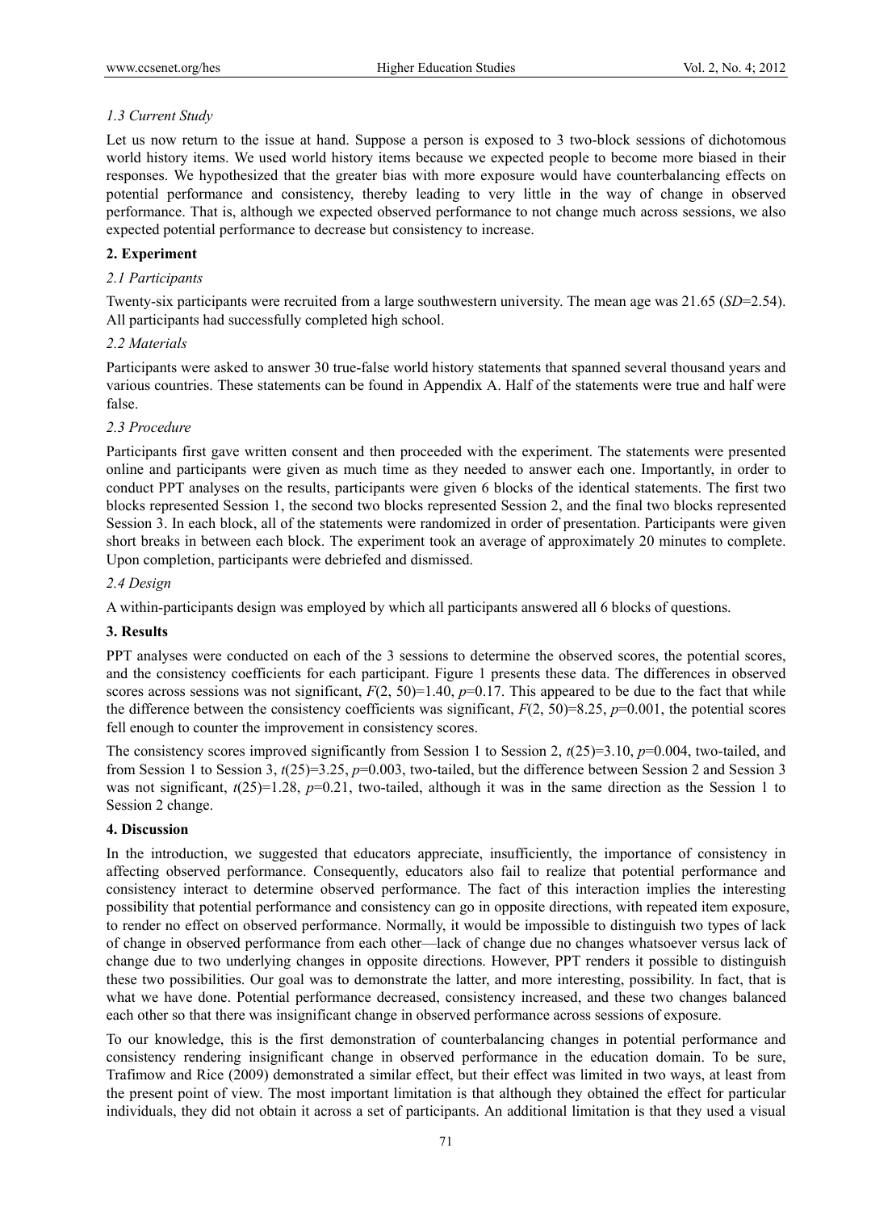### *1.3 Current Study*

Let us now return to the issue at hand. Suppose a person is exposed to 3 two-block sessions of dichotomous world history items. We used world history items because we expected people to become more biased in their responses. We hypothesized that the greater bias with more exposure would have counterbalancing effects on potential performance and consistency, thereby leading to very little in the way of change in observed performance. That is, although we expected observed performance to not change much across sessions, we also expected potential performance to decrease but consistency to increase.

## **2. Experiment**

### *2.1 Participants*

Twenty-six participants were recruited from a large southwestern university. The mean age was 21.65 (*SD*=2.54). All participants had successfully completed high school.

### *2.2 Materials*

Participants were asked to answer 30 true-false world history statements that spanned several thousand years and various countries. These statements can be found in Appendix A. Half of the statements were true and half were false.

### *2.3 Procedure*

Participants first gave written consent and then proceeded with the experiment. The statements were presented online and participants were given as much time as they needed to answer each one. Importantly, in order to conduct PPT analyses on the results, participants were given 6 blocks of the identical statements. The first two blocks represented Session 1, the second two blocks represented Session 2, and the final two blocks represented Session 3. In each block, all of the statements were randomized in order of presentation. Participants were given short breaks in between each block. The experiment took an average of approximately 20 minutes to complete. Upon completion, participants were debriefed and dismissed.

### *2.4 Design*

A within-participants design was employed by which all participants answered all 6 blocks of questions.

## **3. Results**

PPT analyses were conducted on each of the 3 sessions to determine the observed scores, the potential scores, and the consistency coefficients for each participant. Figure 1 presents these data. The differences in observed scores across sessions was not significant, $F(2, 50)=1.40$, $p=0.17$. This appeared to be due to the fact that while the difference between the consistency coefficients was significant, $F(2, 50)=8.25$, $p=0.001$, the potential scores fell enough to counter the improvement in consistency scores.

The consistency scores improved significantly from Session 1 to Session 2, $t(25)=3.10$, $p=0.004$, two-tailed, and from Session 1 to Session 3, $t(25)=3.25$, $p=0.003$, two-tailed, but the difference between Session 2 and Session 3 was not significant, $t(25)=1.28$, $p=0.21$, two-tailed, although it was in the same direction as the Session 1 to Session 2 change.

## **4. Discussion**

In the introduction, we suggested that educators appreciate, insufficiently, the importance of consistency in affecting observed performance. Consequently, educators also fail to realize that potential performance and consistency interact to determine observed performance. The fact of this interaction implies the interesting possibility that potential performance and consistency can go in opposite directions, with repeated item exposure, to render no effect on observed performance. Normally, it would be impossible to distinguish two types of lack of change in observed performance from each other—lack of change due no changes whatsoever versus lack of change due to two underlying changes in opposite directions. However, PPT renders it possible to distinguish these two possibilities. Our goal was to demonstrate the latter, and more interesting, possibility. In fact, that is what we have done. Potential performance decreased, consistency increased, and these two changes balanced each other so that there was insignificant change in observed performance across sessions of exposure.

To our knowledge, this is the first demonstration of counterbalancing changes in potential performance and consistency rendering insignificant change in observed performance in the education domain. To be sure, Trafimow and Rice (2009) demonstrated a similar effect, but their effect was limited in two ways, at least from the present point of view. The most important limitation is that although they obtained the effect for particular individuals, they did not obtain it across a set of participants. An additional limitation is that they used a visual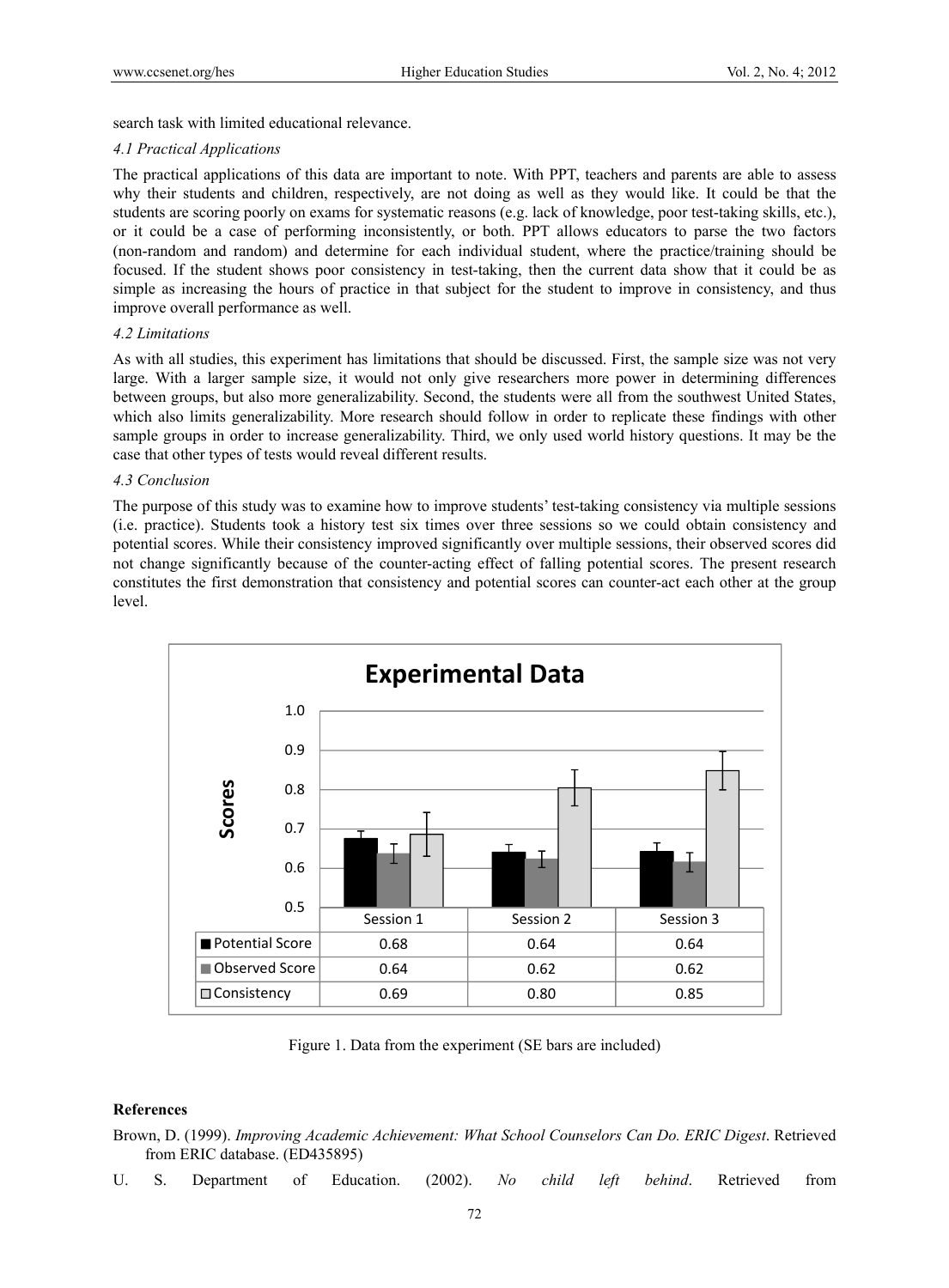search task with limited educational relevance.

### *4.1 Practical Applications*

The practical applications of this data are important to note. With PPT, teachers and parents are able to assess why their students and children, respectively, are not doing as well as they would like. It could be that the students are scoring poorly on exams for systematic reasons (e.g. lack of knowledge, poor test-taking skills, etc.), or it could be a case of performing inconsistently, or both. PPT allows educators to parse the two factors (non-random and random) and determine for each individual student, where the practice/training should be focused. If the student shows poor consistency in test-taking, then the current data show that it could be as simple as increasing the hours of practice in that subject for the student to improve in consistency, and thus improve overall performance as well.

### *4.2 Limitations*

As with all studies, this experiment has limitations that should be discussed. First, the sample size was not very large. With a larger sample size, it would not only give researchers more power in determining differences between groups, but also more generalizability. Second, the students were all from the southwest United States, which also limits generalizability. More research should follow in order to replicate these findings with other sample groups in order to increase generalizability. Third, we only used world history questions. It may be the case that other types of tests would reveal different results.

### *4.3 Conclusion*

The purpose of this study was to examine how to improve students' test-taking consistency via multiple sessions (i.e. practice). Students took a history test six times over three sessions so we could obtain consistency and potential scores. While their consistency improved significantly over multiple sessions, their observed scores did not change significantly because of the counter-acting effect of falling potential scores. The present research constitutes the first demonstration that consistency and potential scores can counter-act each other at the group level.

Experimental Data

Scores

1.0
0.9
0.8
0.7
0.6
0.5

Session 1 Session 2 Session 3

Potential Score 0.68 0.64 0.64

Observed Score 0.64 0.62 0.62

Consistency 0.69 0.80 0.85

Figure 1. Data from the experiment (SE bars are included)

**References**

Brown, D. (1999). *Improving Academic Achievement: What School Counselors Can Do. ERIC Digest*. Retrieved from ERIC database. (ED435895)

U. S. Department of Education. (2002). *No child left behind*. Retrieved from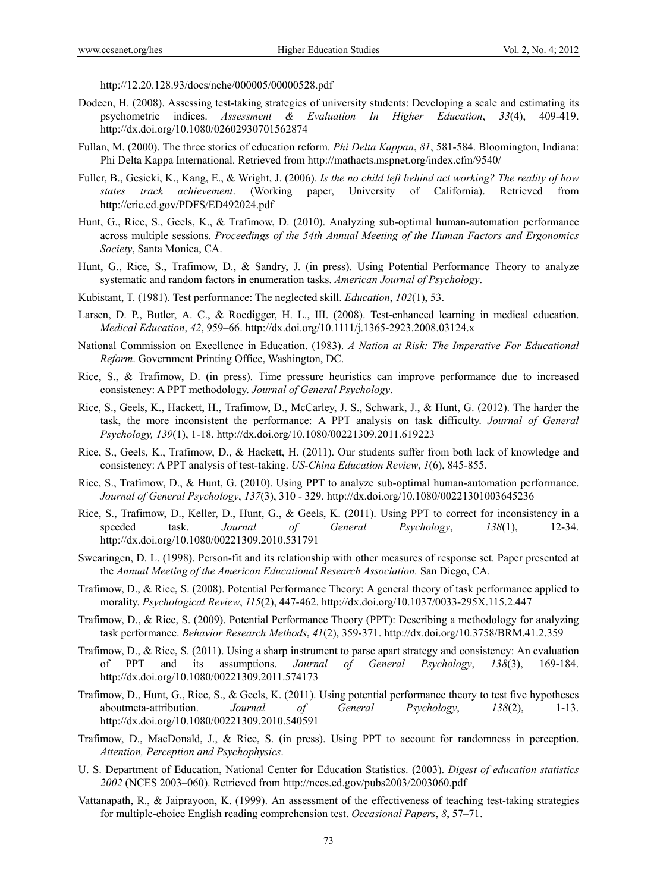http://12.20.128.93/docs/nche/000005/00000528.pdf

Dodeen, H. (2008). Assessing test-taking strategies of university students: Developing a scale and estimating its psychometric indices. *Assessment & Evaluation In Higher Education*, *33*(4), 409-419. http://dx.doi.org/10.1080/02602930701562874

Fullan, M. (2000). The three stories of education reform. *Phi Delta Kappan*, *81*, 581-584. Bloomington, Indiana: Phi Delta Kappa International. Retrieved from http://mathacts.mspnet.org/index.cfm/9540/

Fuller, B., Gesicki, K., Kang, E., & Wright, J. (2006). *Is the no child left behind act working? The reality of how states track achievement*. (Working paper, University of California). Retrieved from http://eric.ed.gov/PDFS/ED492024.pdf

Hunt, G., Rice, S., Geels, K., & Trafimow, D. (2010). Analyzing sub-optimal human-automation performance across multiple sessions. *Proceedings of the 54th Annual Meeting of the Human Factors and Ergonomics Society*, Santa Monica, CA.

Hunt, G., Rice, S., Trafimow, D., & Sandry, J. (in press). Using Potential Performance Theory to analyze systematic and random factors in enumeration tasks. *American Journal of Psychology*.

Kubistant, T. (1981). Test performance: The neglected skill. *Education*, *102*(1), 53.

Larsen, D. P., Butler, A. C., & Roedigger, H. L., III. (2008). Test-enhanced learning in medical education. *Medical Education*, *42*, 959–66. http://dx.doi.org/10.1111/j.1365-2923.2008.03124.x

National Commission on Excellence in Education. (1983). *A Nation at Risk: The Imperative For Educational Reform*. Government Printing Office, Washington, DC.

Rice, S., & Trafimow, D. (in press). Time pressure heuristics can improve performance due to increased consistency: A PPT methodology. *Journal of General Psychology*.

Rice, S., Geels, K., Hackett, H., Trafimow, D., McCarley, J. S., Schwark, J., & Hunt, G. (2012). The harder the task, the more inconsistent the performance: A PPT analysis on task difficulty. *Journal of General Psychology, 139*(1), 1-18. http://dx.doi.org/10.1080/00221309.2011.619223

Rice, S., Geels, K., Trafimow, D., & Hackett, H. (2011). Our students suffer from both lack of knowledge and consistency: A PPT analysis of test-taking. *US-China Education Review*, *1*(6), 845-855.

Rice, S., Trafimow, D., & Hunt, G. (2010). Using PPT to analyze sub-optimal human-automation performance. *Journal of General Psychology*, *137*(3), 310 - 329. http://dx.doi.org/10.1080/00221301003645236

Rice, S., Trafimow, D., Keller, D., Hunt, G., & Geels, K. (2011). Using PPT to correct for inconsistency in a speeded task. *Journal of General Psychology*, *138*(1), 12-34. http://dx.doi.org/10.1080/00221309.2010.531791

Swearingen, D. L. (1998). Person-fit and its relationship with other measures of response set. Paper presented at the *Annual Meeting of the American Educational Research Association.* San Diego, CA.

Trafimow, D., & Rice, S. (2008). Potential Performance Theory: A general theory of task performance applied to morality. *Psychological Review*, *115*(2), 447-462. http://dx.doi.org/10.1037/0033-295X.115.2.447

Trafimow, D., & Rice, S. (2009). Potential Performance Theory (PPT): Describing a methodology for analyzing task performance. *Behavior Research Methods*, *41*(2), 359-371. http://dx.doi.org/10.3758/BRM.41.2.359

Trafimow, D., & Rice, S. (2011). Using a sharp instrument to parse apart strategy and consistency: An evaluation of PPT and its assumptions. *Journal of General Psychology*, *138*(3), 169-184. http://dx.doi.org/10.1080/00221309.2011.574173

Trafimow, D., Hunt, G., Rice, S., & Geels, K. (2011). Using potential performance theory to test five hypotheses aboutmeta-attribution. *Journal of General Psychology*, *138*(2), 1-13. http://dx.doi.org/10.1080/00221309.2010.540591

Trafimow, D., MacDonald, J., & Rice, S. (in press). Using PPT to account for randomness in perception. *Attention, Perception and Psychophysics*.

U. S. Department of Education, National Center for Education Statistics. (2003). *Digest of education statistics 2002* (NCES 2003–060). Retrieved from http://nces.ed.gov/pubs2003/2003060.pdf

Vattanapath, R., & Jaiprayoon, K. (1999). An assessment of the effectiveness of teaching test-taking strategies for multiple-choice English reading comprehension test. *Occasional Papers*, *8*, 57–71.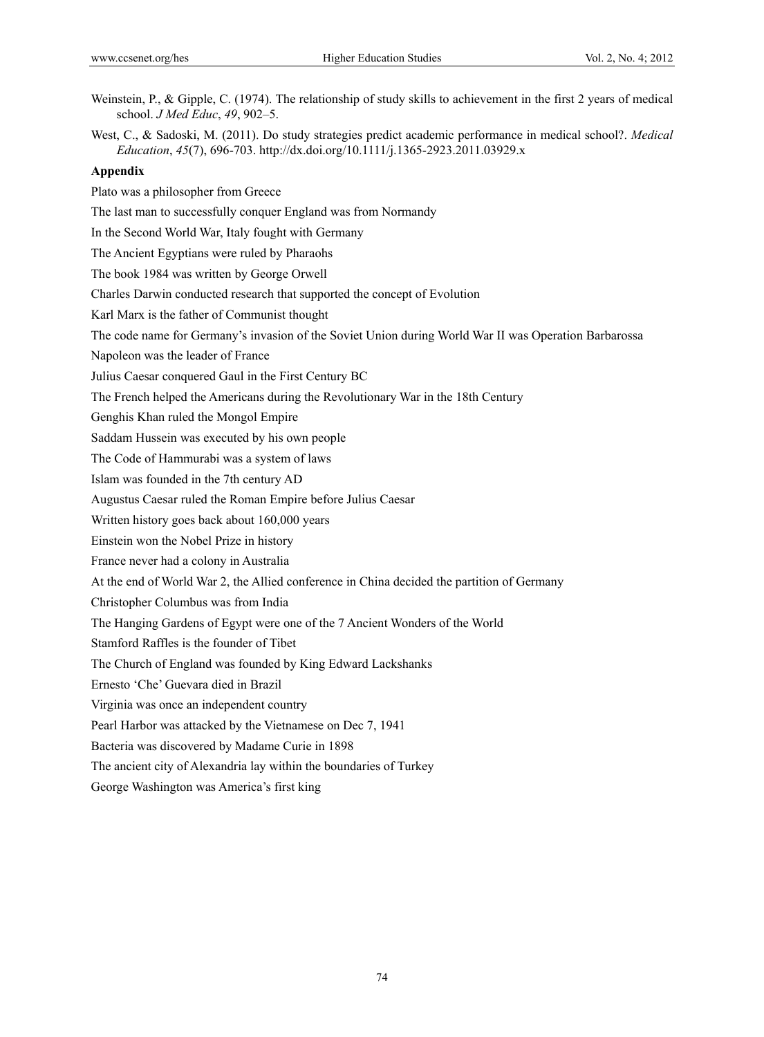Weinstein, P., & Gipple, C. (1974). The relationship of study skills to achievement in the first 2 years of medical school. *J Med Educ*, *49*, 902–5.

West, C., & Sadoski, M. (2011). Do study strategies predict academic performance in medical school?. *Medical Education*, *45*(7), 696-703. http://dx.doi.org/10.1111/j.1365-2923.2011.03929.x

**Appendix**

Plato was a philosopher from Greece

The last man to successfully conquer England was from Normandy

In the Second World War, Italy fought with Germany

The Ancient Egyptians were ruled by Pharaohs

The book 1984 was written by George Orwell

Charles Darwin conducted research that supported the concept of Evolution

Karl Marx is the father of Communist thought

The code name for Germany's invasion of the Soviet Union during World War II was Operation Barbarossa

Napoleon was the leader of France

Julius Caesar conquered Gaul in the First Century BC

The French helped the Americans during the Revolutionary War in the 18th Century

Genghis Khan ruled the Mongol Empire

Saddam Hussein was executed by his own people

The Code of Hammurabi was a system of laws

Islam was founded in the 7th century AD

Augustus Caesar ruled the Roman Empire before Julius Caesar

Written history goes back about 160,000 years

Einstein won the Nobel Prize in history

France never had a colony in Australia

At the end of World War 2, the Allied conference in China decided the partition of Germany

Christopher Columbus was from India

The Hanging Gardens of Egypt were one of the 7 Ancient Wonders of the World

Stamford Raffles is the founder of Tibet

The Church of England was founded by King Edward Lackshanks

Ernesto 'Che' Guevara died in Brazil

Virginia was once an independent country

Pearl Harbor was attacked by the Vietnamese on Dec 7, 1941

Bacteria was discovered by Madame Curie in 1898

The ancient city of Alexandria lay within the boundaries of Turkey

George Washington was America's first king